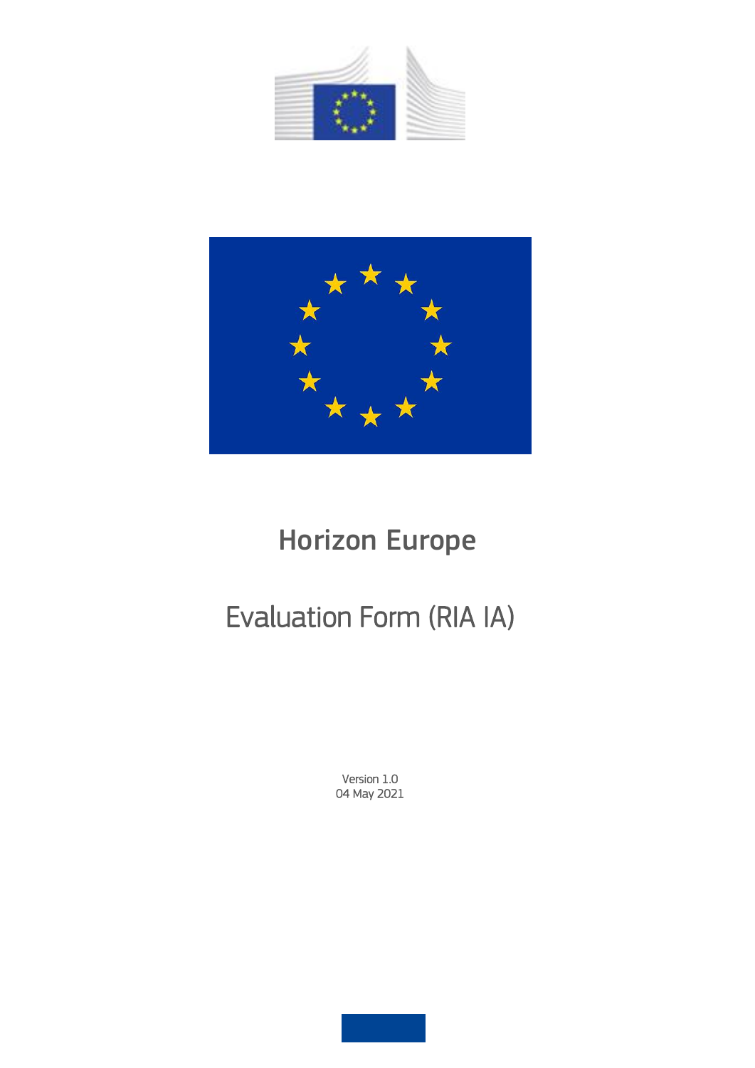# Horizon Europe

## Evaluation Form (RIA IA)

Version 1.0
04 May 2021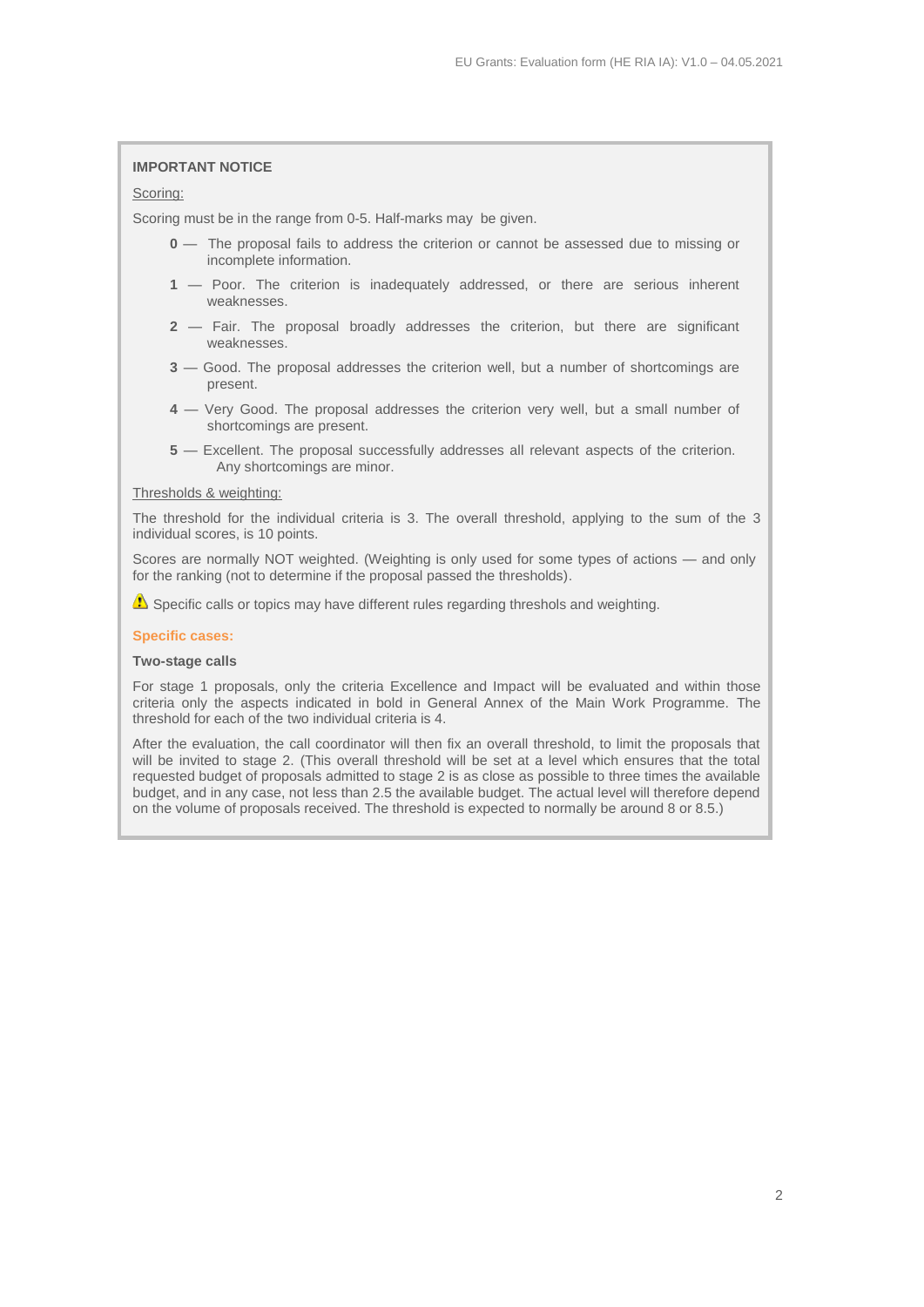**IMPORTANT NOTICE**

Scoring:

Scoring must be in the range from 0-5. Half-marks may be given.

- **0** — The proposal fails to address the criterion or cannot be assessed due to missing or incomplete information.
- **1** — Poor. The criterion is inadequately addressed, or there are serious inherent weaknesses.
- **2** — Fair. The proposal broadly addresses the criterion, but there are significant weaknesses.
- **3** — Good. The proposal addresses the criterion well, but a number of shortcomings are present.
- **4** — Very Good. The proposal addresses the criterion very well, but a small number of shortcomings are present.
- **5** — Excellent. The proposal successfully addresses all relevant aspects of the criterion. Any shortcomings are minor.

Thresholds & weighting:

The threshold for the individual criteria is 3. The overall threshold, applying to the sum of the 3 individual scores, is 10 points.

Scores are normally NOT weighted. (Weighting is only used for some types of actions — and only for the ranking (not to determine if the proposal passed the thresholds).

⚠ Specific calls or topics may have different rules regarding thresholds and weighting.

**Specific cases:**

**Two-stage calls**

For stage 1 proposals, only the criteria Excellence and Impact will be evaluated and within those criteria only the aspects indicated in bold in General Annex of the Main Work Programme. The threshold for each of the two individual criteria is 4.

After the evaluation, the call coordinator will then fix an overall threshold, to limit the proposals that will be invited to stage 2. (This overall threshold will be set at a level which ensures that the total requested budget of proposals admitted to stage 2 is as close as possible to three times the available budget, and in any case, not less than 2.5 the available budget. The actual level will therefore depend on the volume of proposals received. The threshold is expected to normally be around 8 or 8.5.)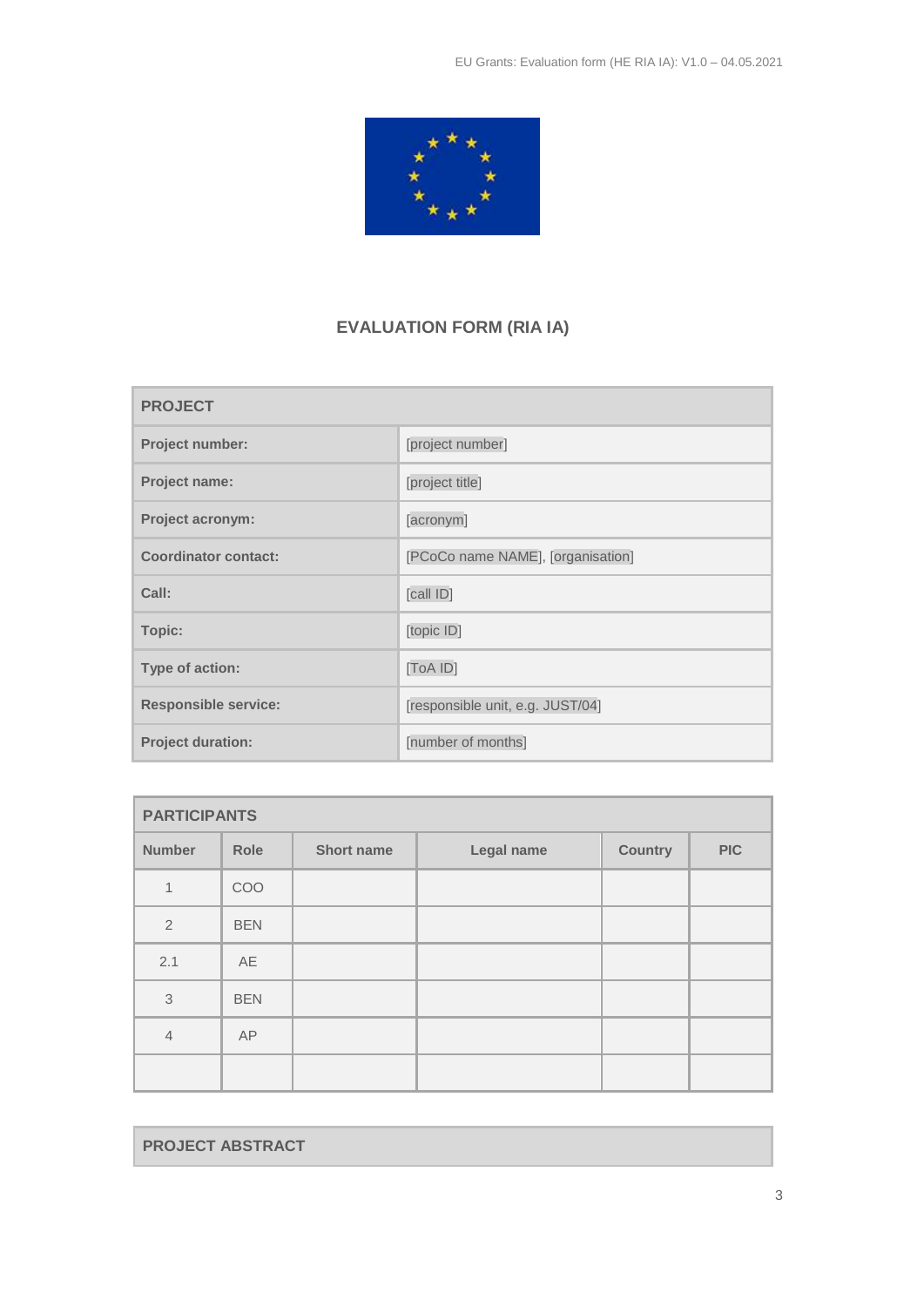# EVALUATION FORM (RIA IA)

| PROJECT | |
|---|---|
| **Project number:** | [project number] |
| **Project name:** | [project title] |
| **Project acronym:** | [acronym] |
| **Coordinator contact:** | [PCoCo name NAME], [organisation] |
| **Call:** | [call ID] |
| **Topic:** | [topic ID] |
| **Type of action:** | [ToA ID] |
| **Responsible service:** | [responsible unit, e.g. JUST/04] |
| **Project duration:** | [number of months] |

| PARTICIPANTS | | | | | |
|---|---|---|---|---|---|
| **Number** | **Role** | **Short name** | **Legal name** | **Country** | **PIC** |
| 1 | COO | | | | |
| 2 | BEN | | | | |
| 2.1 | AE | | | | |
| 3 | BEN | | | | |
| 4 | AP | | | | |
| | | | | | |

| PROJECT ABSTRACT |
|---|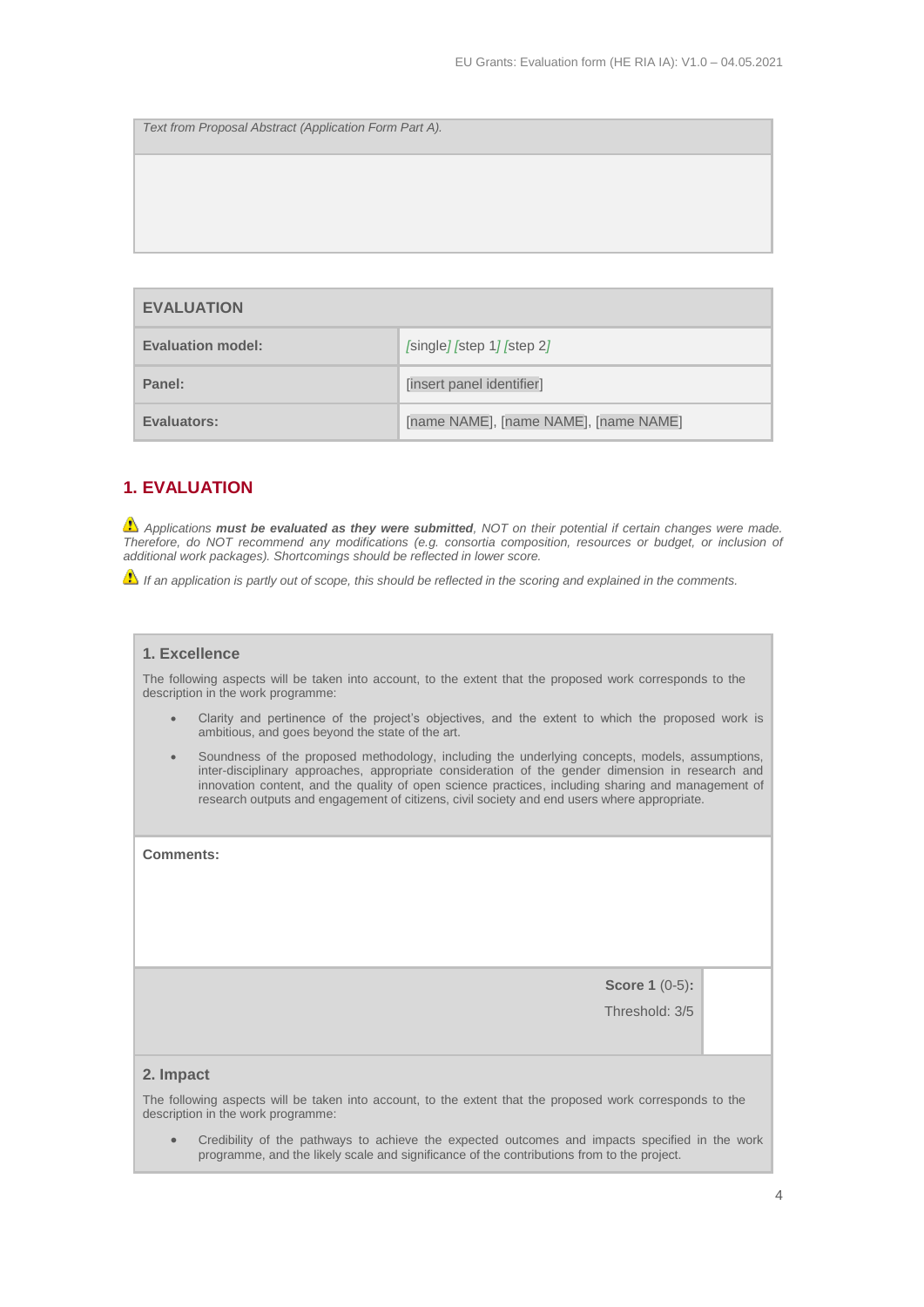| Text from Proposal Abstract (Application Form Part A). |
| --- |
| |

| EVALUATION | |
| --- | --- |
| **Evaluation model:** | [single] [step 1] [step 2] |
| **Panel:** | [insert panel identifier] |
| **Evaluators:** | [name NAME], [name NAME], [name NAME] |

## 1. EVALUATION

⚠ *Applications **must be evaluated as they were submitted**, NOT on their potential if certain changes were made. Therefore, do NOT recommend any modifications (e.g. consortia composition, resources or budget, or inclusion of additional work packages). Shortcomings should be reflected in lower score.*

⚠ *If an application is partly out of scope, this should be reflected in the scoring and explained in the comments.*

### 1. Excellence

The following aspects will be taken into account, to the extent that the proposed work corresponds to the description in the work programme:

- Clarity and pertinence of the project's objectives, and the extent to which the proposed work is ambitious, and goes beyond the state of the art.
- Soundness of the proposed methodology, including the underlying concepts, models, assumptions, inter-disciplinary approaches, appropriate consideration of the gender dimension in research and innovation content, and the quality of open science practices, including sharing and management of research outputs and engagement of citizens, civil society and end users where appropriate.

**Comments:**

| **Score 1** (0-5)**:** <br> Threshold: 3/5 | |
| --- | --- |

### 2. Impact

The following aspects will be taken into account, to the extent that the proposed work corresponds to the description in the work programme:

- Credibility of the pathways to achieve the expected outcomes and impacts specified in the work programme, and the likely scale and significance of the contributions from to the project.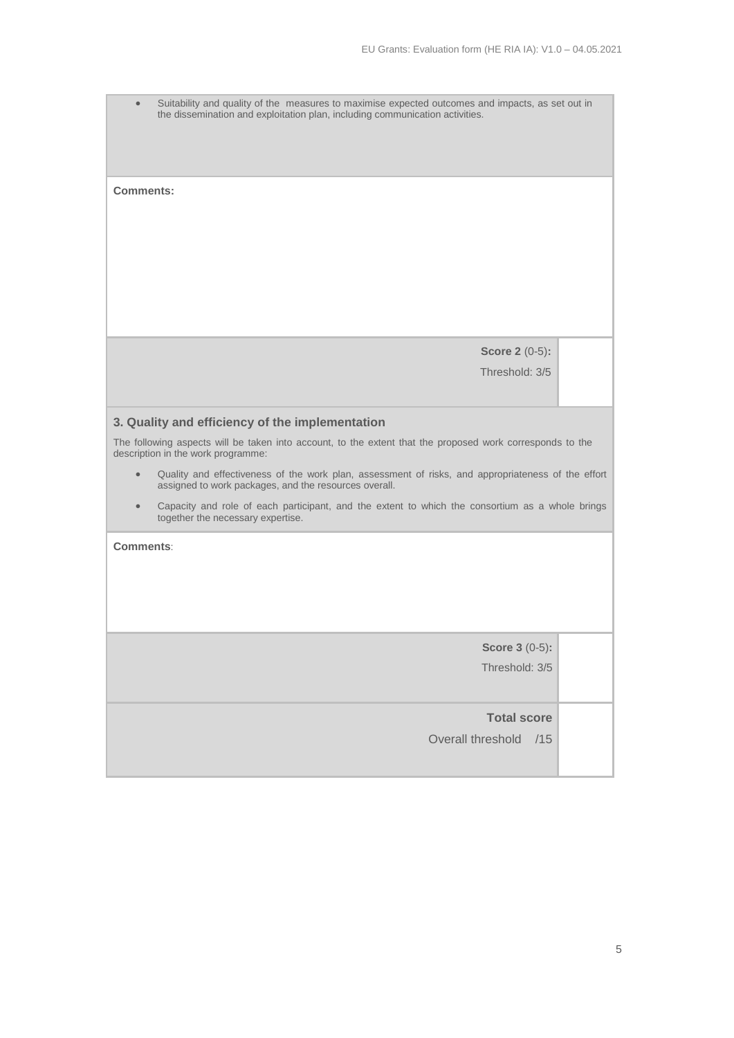- Suitability and quality of the measures to maximise expected outcomes and impacts, as set out in the dissemination and exploitation plan, including communication activities.

**Comments:**

| **Score 2** (0-5): Threshold: 3/5 | |
|---|---|

### 3. Quality and efficiency of the implementation

The following aspects will be taken into account, to the extent that the proposed work corresponds to the description in the work programme:

- Quality and effectiveness of the work plan, assessment of risks, and appropriateness of the effort assigned to work packages, and the resources overall.
- Capacity and role of each participant, and the extent to which the consortium as a whole brings together the necessary expertise.

**Comments**:

| **Score 3** (0-5): Threshold: 3/5 | |
|---|---|
| **Total score** Overall threshold /15 | |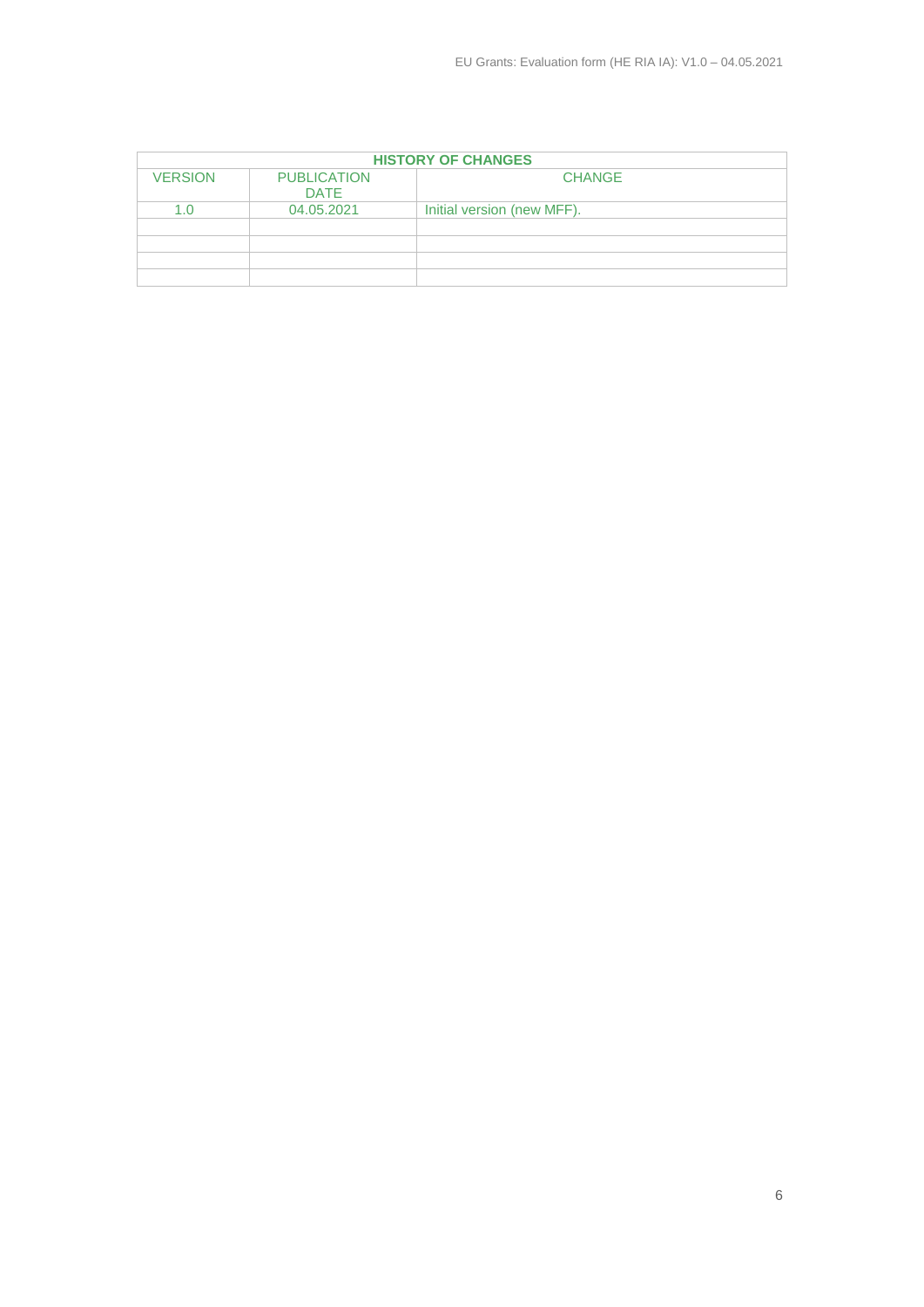| HISTORY OF CHANGES | | |
|---|---|---|
| VERSION | PUBLICATION DATE | CHANGE |
| 1.0 | 04.05.2021 | Initial version (new MFF). |
| | | |
| | | |
| | | |
| | | |